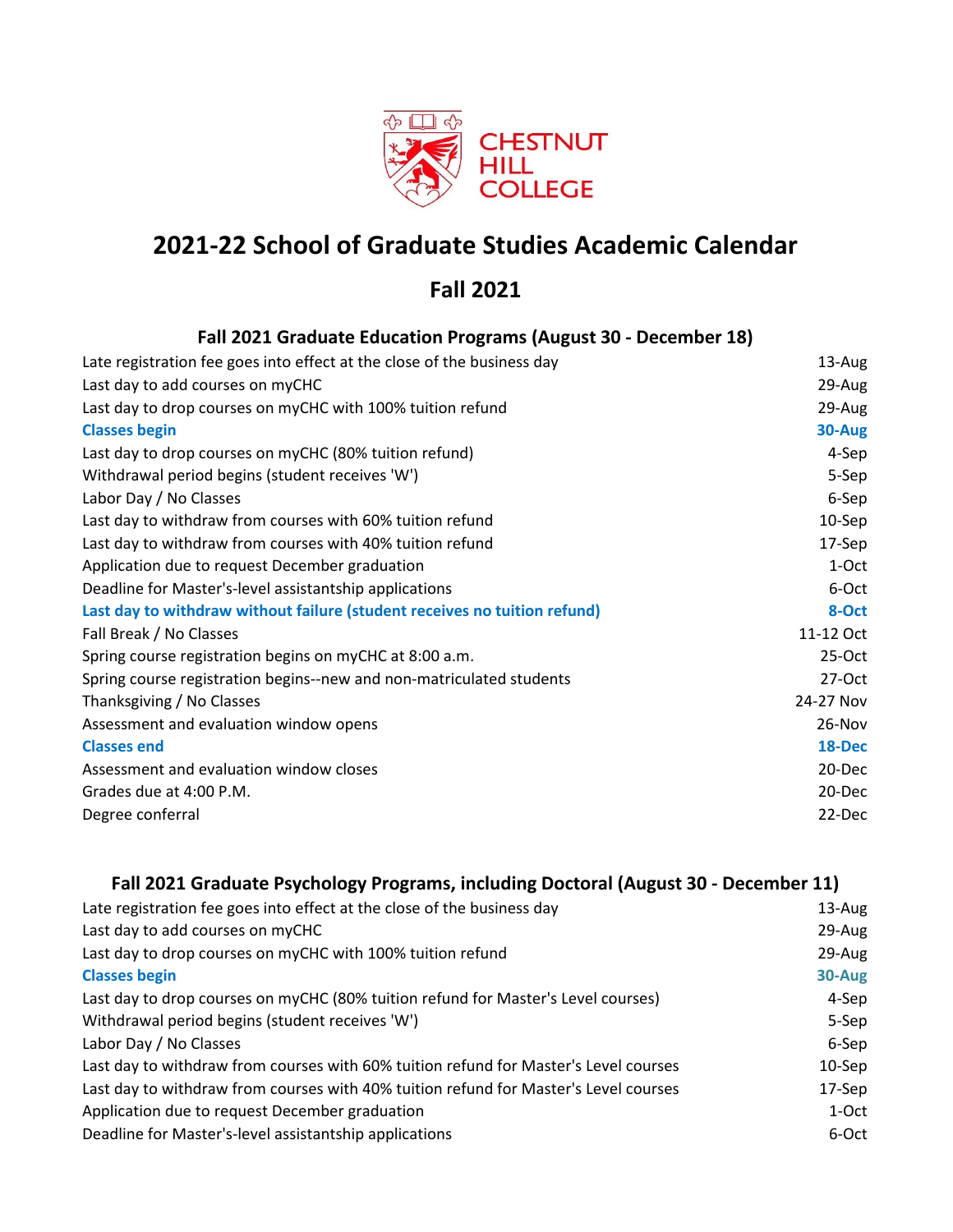CHESTNUT HILL COLLEGE

# 2021-22 School of Graduate Studies Academic Calendar

## Fall 2021

### Fall 2021 Graduate Education Programs (August 30 - December 18)

| | |
|---|---|
| Late registration fee goes into effect at the close of the business day | 13-Aug |
| Last day to add courses on myCHC | 29-Aug |
| Last day to drop courses on myCHC with 100% tuition refund | 29-Aug |
| **Classes begin** | **30-Aug** |
| Last day to drop courses on myCHC (80% tuition refund) | 4-Sep |
| Withdrawal period begins (student receives 'W') | 5-Sep |
| Labor Day / No Classes | 6-Sep |
| Last day to withdraw from courses with 60% tuition refund | 10-Sep |
| Last day to withdraw from courses with 40% tuition refund | 17-Sep |
| Application due to request December graduation | 1-Oct |
| Deadline for Master's-level assistantship applications | 6-Oct |
| **Last day to withdraw without failure (student receives no tuition refund)** | **8-Oct** |
| Fall Break / No Classes | 11-12 Oct |
| Spring course registration begins on myCHC at 8:00 a.m. | 25-Oct |
| Spring course registration begins--new and non-matriculated students | 27-Oct |
| Thanksgiving / No Classes | 24-27 Nov |
| Assessment and evaluation window opens | 26-Nov |
| **Classes end** | **18-Dec** |
| Assessment and evaluation window closes | 20-Dec |
| Grades due at 4:00 P.M. | 20-Dec |
| Degree conferral | 22-Dec |

### Fall 2021 Graduate Psychology Programs, including Doctoral (August 30 - December 11)

| | |
|---|---|
| Late registration fee goes into effect at the close of the business day | 13-Aug |
| Last day to add courses on myCHC | 29-Aug |
| Last day to drop courses on myCHC with 100% tuition refund | 29-Aug |
| **Classes begin** | **30-Aug** |
| Last day to drop courses on myCHC (80% tuition refund for Master's Level courses) | 4-Sep |
| Withdrawal period begins (student receives 'W') | 5-Sep |
| Labor Day / No Classes | 6-Sep |
| Last day to withdraw from courses with 60% tuition refund for Master's Level courses | 10-Sep |
| Last day to withdraw from courses with 40% tuition refund for Master's Level courses | 17-Sep |
| Application due to request December graduation | 1-Oct |
| Deadline for Master's-level assistantship applications | 6-Oct |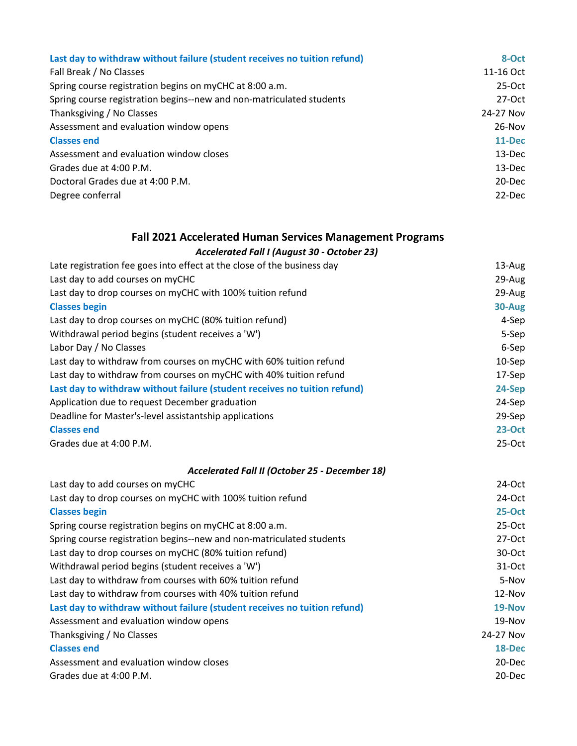| | |
|---|---|
| **Last day to withdraw without failure (student receives no tuition refund)** | **8-Oct** |
| Fall Break / No Classes | 11-16 Oct |
| Spring course registration begins on myCHC at 8:00 a.m. | 25-Oct |
| Spring course registration begins--new and non-matriculated students | 27-Oct |
| Thanksgiving / No Classes | 24-27 Nov |
| Assessment and evaluation window opens | 26-Nov |
| **Classes end** | **11-Dec** |
| Assessment and evaluation window closes | 13-Dec |
| Grades due at 4:00 P.M. | 13-Dec |
| Doctoral Grades due at 4:00 P.M. | 20-Dec |
| Degree conferral | 22-Dec |

## Fall 2021 Accelerated Human Services Management Programs

### *Accelerated Fall I (August 30 - October 23)*

| | |
|---|---|
| Late registration fee goes into effect at the close of the business day | 13-Aug |
| Last day to add courses on myCHC | 29-Aug |
| Last day to drop courses on myCHC with 100% tuition refund | 29-Aug |
| **Classes begin** | **30-Aug** |
| Last day to drop courses on myCHC (80% tuition refund) | 4-Sep |
| Withdrawal period begins (student receives a 'W') | 5-Sep |
| Labor Day / No Classes | 6-Sep |
| Last day to withdraw from courses on myCHC with 60% tuition refund | 10-Sep |
| Last day to withdraw from courses on myCHC with 40% tuition refund | 17-Sep |
| **Last day to withdraw without failure (student receives no tuition refund)** | **24-Sep** |
| Application due to request December graduation | 24-Sep |
| Deadline for Master's-level assistantship applications | 29-Sep |
| **Classes end** | **23-Oct** |
| Grades due at 4:00 P.M. | 25-Oct |

### *Accelerated Fall II (October 25 - December 18)*

| | |
|---|---|
| Last day to add courses on myCHC | 24-Oct |
| Last day to drop courses on myCHC with 100% tuition refund | 24-Oct |
| **Classes begin** | **25-Oct** |
| Spring course registration begins on myCHC at 8:00 a.m. | 25-Oct |
| Spring course registration begins--new and non-matriculated students | 27-Oct |
| Last day to drop courses on myCHC (80% tuition refund) | 30-Oct |
| Withdrawal period begins (student receives a 'W') | 31-Oct |
| Last day to withdraw from courses with 60% tuition refund | 5-Nov |
| Last day to withdraw from courses with 40% tuition refund | 12-Nov |
| **Last day to withdraw without failure (student receives no tuition refund)** | **19-Nov** |
| Assessment and evaluation window opens | 19-Nov |
| Thanksgiving / No Classes | 24-27 Nov |
| **Classes end** | **18-Dec** |
| Assessment and evaluation window closes | 20-Dec |
| Grades due at 4:00 P.M. | 20-Dec |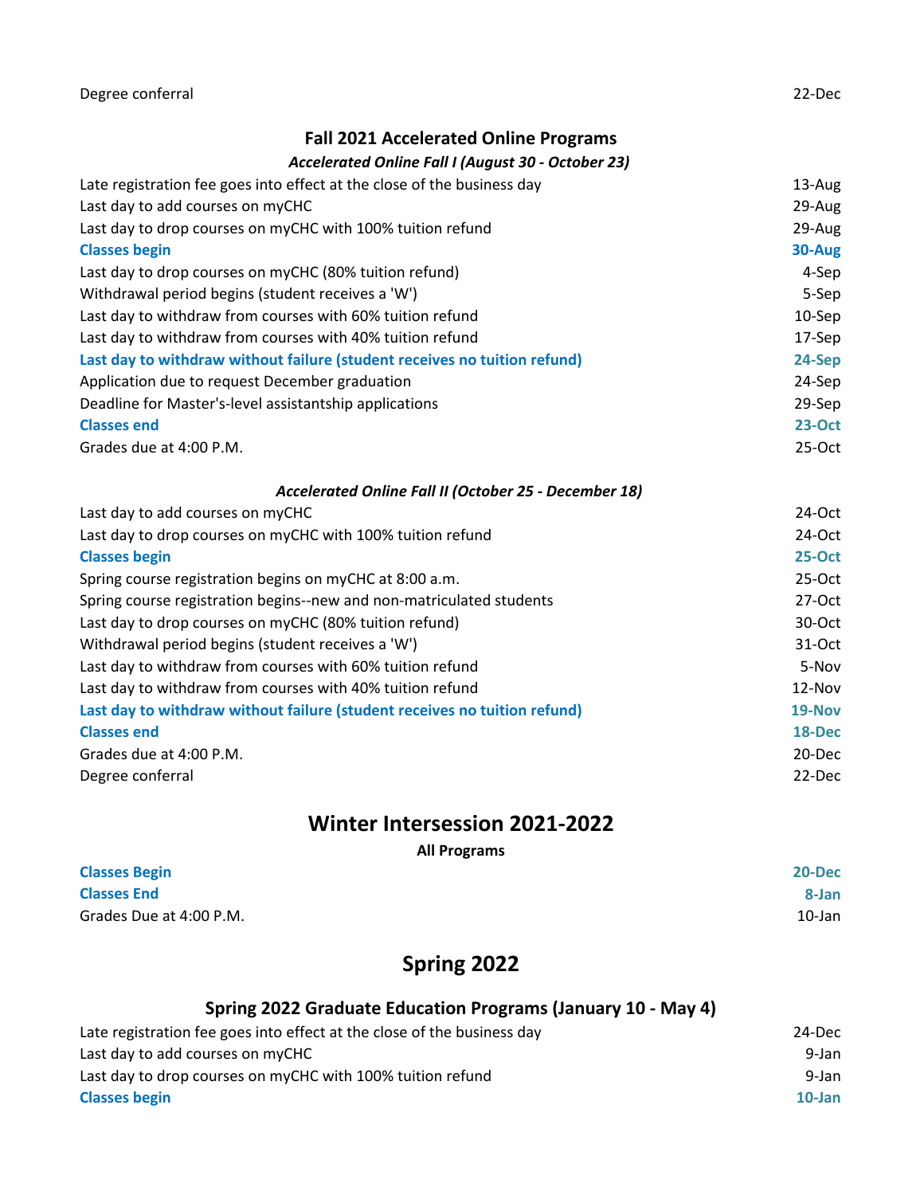| | |
|---|---|
| Degree conferral | 22-Dec |

## Fall 2021 Accelerated Online Programs

### *Accelerated Online Fall I (August 30 - October 23)*

| | |
|---|---|
| Late registration fee goes into effect at the close of the business day | 13-Aug |
| Last day to add courses on myCHC | 29-Aug |
| Last day to drop courses on myCHC with 100% tuition refund | 29-Aug |
| **Classes begin** | **30-Aug** |
| Last day to drop courses on myCHC (80% tuition refund) | 4-Sep |
| Withdrawal period begins (student receives a 'W') | 5-Sep |
| Last day to withdraw from courses with 60% tuition refund | 10-Sep |
| Last day to withdraw from courses with 40% tuition refund | 17-Sep |
| **Last day to withdraw without failure (student receives no tuition refund)** | **24-Sep** |
| Application due to request December graduation | 24-Sep |
| Deadline for Master's-level assistantship applications | 29-Sep |
| **Classes end** | **23-Oct** |
| Grades due at 4:00 P.M. | 25-Oct |

### *Accelerated Online Fall II (October 25 - December 18)*

| | |
|---|---|
| Last day to add courses on myCHC | 24-Oct |
| Last day to drop courses on myCHC with 100% tuition refund | 24-Oct |
| **Classes begin** | **25-Oct** |
| Spring course registration begins on myCHC at 8:00 a.m. | 25-Oct |
| Spring course registration begins--new and non-matriculated students | 27-Oct |
| Last day to drop courses on myCHC (80% tuition refund) | 30-Oct |
| Withdrawal period begins (student receives a 'W') | 31-Oct |
| Last day to withdraw from courses with 60% tuition refund | 5-Nov |
| Last day to withdraw from courses with 40% tuition refund | 12-Nov |
| **Last day to withdraw without failure (student receives no tuition refund)** | **19-Nov** |
| **Classes end** | **18-Dec** |
| Grades due at 4:00 P.M. | 20-Dec |
| Degree conferral | 22-Dec |

# Winter Intersession 2021-2022

**All Programs**

| | |
|---|---|
| **Classes Begin** | **20-Dec** |
| **Classes End** | **8-Jan** |
| Grades Due at 4:00 P.M. | 10-Jan |

# Spring 2022

## Spring 2022 Graduate Education Programs (January 10 - May 4)

| | |
|---|---|
| Late registration fee goes into effect at the close of the business day | 24-Dec |
| Last day to add courses on myCHC | 9-Jan |
| Last day to drop courses on myCHC with 100% tuition refund | 9-Jan |
| **Classes begin** | **10-Jan** |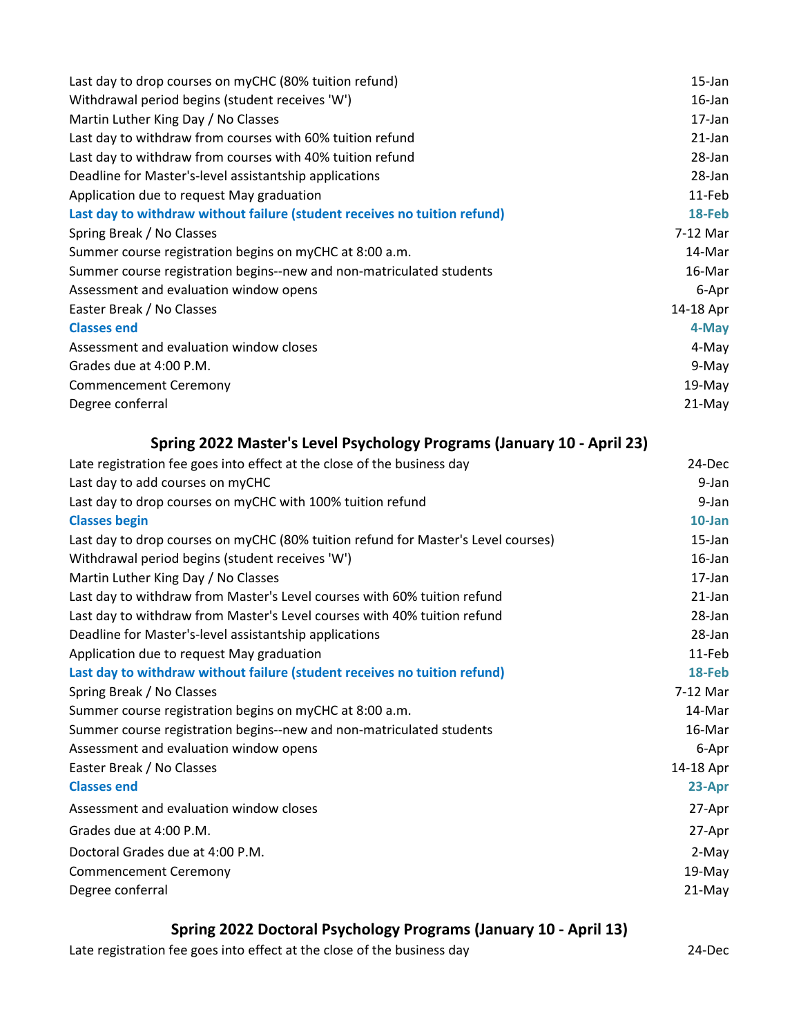| | |
|---|---|
| Last day to drop courses on myCHC (80% tuition refund) | 15-Jan |
| Withdrawal period begins (student receives 'W') | 16-Jan |
| Martin Luther King Day / No Classes | 17-Jan |
| Last day to withdraw from courses with 60% tuition refund | 21-Jan |
| Last day to withdraw from courses with 40% tuition refund | 28-Jan |
| Deadline for Master's-level assistantship applications | 28-Jan |
| Application due to request May graduation | 11-Feb |
| **Last day to withdraw without failure (student receives no tuition refund)** | **18-Feb** |
| Spring Break / No Classes | 7-12 Mar |
| Summer course registration begins on myCHC at 8:00 a.m. | 14-Mar |
| Summer course registration begins--new and non-matriculated students | 16-Mar |
| Assessment and evaluation window opens | 6-Apr |
| Easter Break / No Classes | 14-18 Apr |
| **Classes end** | **4-May** |
| Assessment and evaluation window closes | 4-May |
| Grades due at 4:00 P.M. | 9-May |
| Commencement Ceremony | 19-May |
| Degree conferral | 21-May |

## Spring 2022 Master's Level Psychology Programs (January 10 - April 23)

| | |
|---|---|
| Late registration fee goes into effect at the close of the business day | 24-Dec |
| Last day to add courses on myCHC | 9-Jan |
| Last day to drop courses on myCHC with 100% tuition refund | 9-Jan |
| **Classes begin** | **10-Jan** |
| Last day to drop courses on myCHC (80% tuition refund for Master's Level courses) | 15-Jan |
| Withdrawal period begins (student receives 'W') | 16-Jan |
| Martin Luther King Day / No Classes | 17-Jan |
| Last day to withdraw from Master's Level courses with 60% tuition refund | 21-Jan |
| Last day to withdraw from Master's Level courses with 40% tuition refund | 28-Jan |
| Deadline for Master's-level assistantship applications | 28-Jan |
| Application due to request May graduation | 11-Feb |
| **Last day to withdraw without failure (student receives no tuition refund)** | **18-Feb** |
| Spring Break / No Classes | 7-12 Mar |
| Summer course registration begins on myCHC at 8:00 a.m. | 14-Mar |
| Summer course registration begins--new and non-matriculated students | 16-Mar |
| Assessment and evaluation window opens | 6-Apr |
| Easter Break / No Classes | 14-18 Apr |
| **Classes end** | **23-Apr** |
| Assessment and evaluation window closes | 27-Apr |
| Grades due at 4:00 P.M. | 27-Apr |
| Doctoral Grades due at 4:00 P.M. | 2-May |
| Commencement Ceremony | 19-May |
| Degree conferral | 21-May |

## Spring 2022 Doctoral Psychology Programs (January 10 - April 13)

| | |
|---|---|
| Late registration fee goes into effect at the close of the business day | 24-Dec |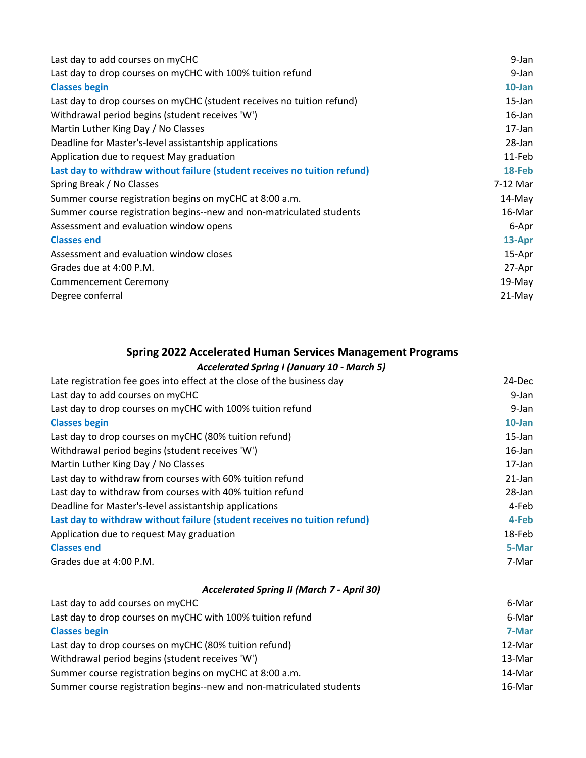| | |
|---|---|
| Last day to add courses on myCHC | 9-Jan |
| Last day to drop courses on myCHC with 100% tuition refund | 9-Jan |
| **Classes begin** | **10-Jan** |
| Last day to drop courses on myCHC (student receives no tuition refund) | 15-Jan |
| Withdrawal period begins (student receives 'W') | 16-Jan |
| Martin Luther King Day / No Classes | 17-Jan |
| Deadline for Master's-level assistantship applications | 28-Jan |
| Application due to request May graduation | 11-Feb |
| **Last day to withdraw without failure (student receives no tuition refund)** | **18-Feb** |
| Spring Break / No Classes | 7-12 Mar |
| Summer course registration begins on myCHC at 8:00 a.m. | 14-May |
| Summer course registration begins--new and non-matriculated students | 16-Mar |
| Assessment and evaluation window opens | 6-Apr |
| **Classes end** | **13-Apr** |
| Assessment and evaluation window closes | 15-Apr |
| Grades due at 4:00 P.M. | 27-Apr |
| Commencement Ceremony | 19-May |
| Degree conferral | 21-May |

## Spring 2022 Accelerated Human Services Management Programs

### *Accelerated Spring I (January 10 - March 5)*

| | |
|---|---|
| Late registration fee goes into effect at the close of the business day | 24-Dec |
| Last day to add courses on myCHC | 9-Jan |
| Last day to drop courses on myCHC with 100% tuition refund | 9-Jan |
| **Classes begin** | **10-Jan** |
| Last day to drop courses on myCHC (80% tuition refund) | 15-Jan |
| Withdrawal period begins (student receives 'W') | 16-Jan |
| Martin Luther King Day / No Classes | 17-Jan |
| Last day to withdraw from courses with 60% tuition refund | 21-Jan |
| Last day to withdraw from courses with 40% tuition refund | 28-Jan |
| Deadline for Master's-level assistantship applications | 4-Feb |
| **Last day to withdraw without failure (student receives no tuition refund)** | **4-Feb** |
| Application due to request May graduation | 18-Feb |
| **Classes end** | **5-Mar** |
| Grades due at 4:00 P.M. | 7-Mar |

### *Accelerated Spring II (March 7 - April 30)*

| | |
|---|---|
| Last day to add courses on myCHC | 6-Mar |
| Last day to drop courses on myCHC with 100% tuition refund | 6-Mar |
| **Classes begin** | **7-Mar** |
| Last day to drop courses on myCHC (80% tuition refund) | 12-Mar |
| Withdrawal period begins (student receives 'W') | 13-Mar |
| Summer course registration begins on myCHC at 8:00 a.m. | 14-Mar |
| Summer course registration begins--new and non-matriculated students | 16-Mar |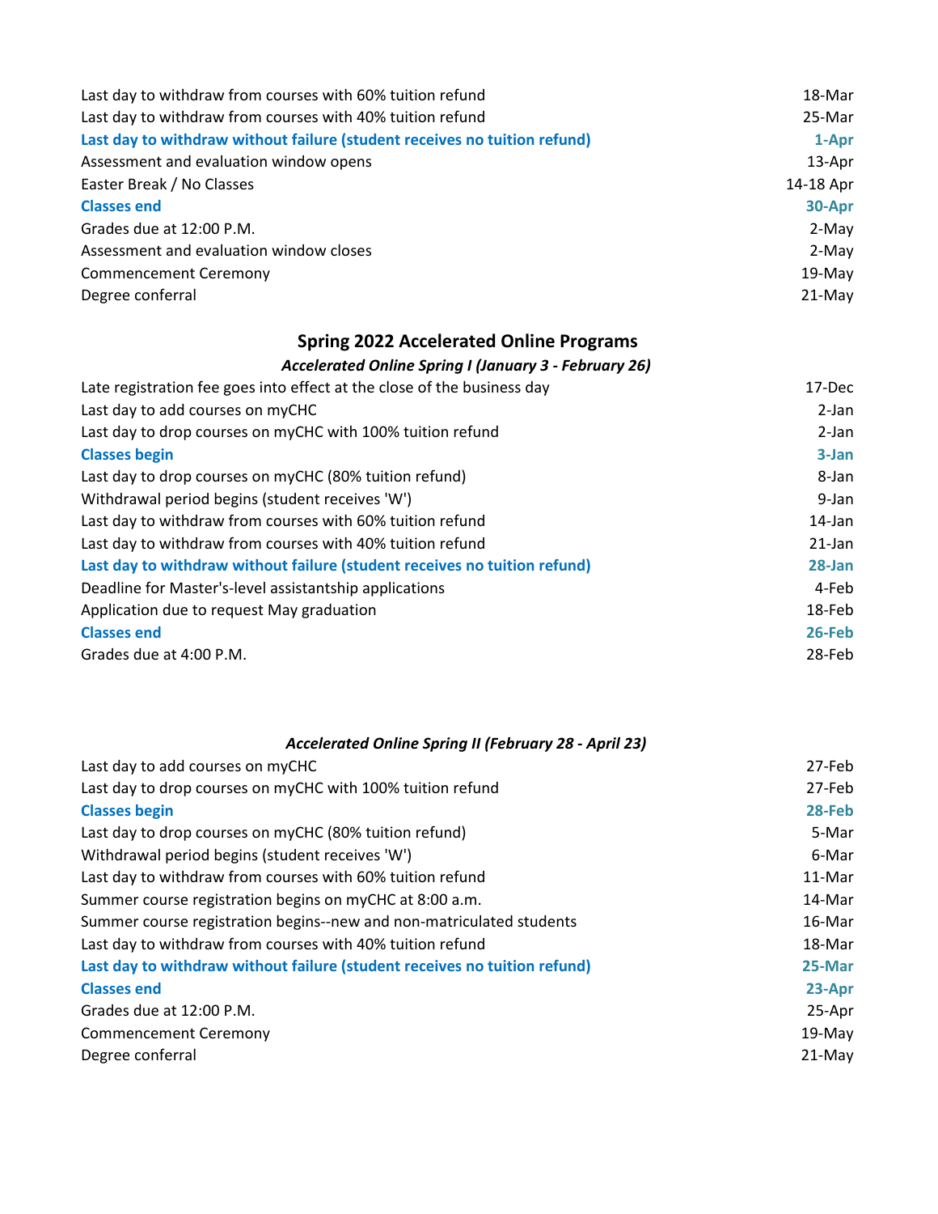| | |
|---|---|
| Last day to withdraw from courses with 60% tuition refund | 18-Mar |
| Last day to withdraw from courses with 40% tuition refund | 25-Mar |
| **Last day to withdraw without failure (student receives no tuition refund)** | **1-Apr** |
| Assessment and evaluation window opens | 13-Apr |
| Easter Break / No Classes | 14-18 Apr |
| **Classes end** | **30-Apr** |
| Grades due at 12:00 P.M. | 2-May |
| Assessment and evaluation window closes | 2-May |
| Commencement Ceremony | 19-May |
| Degree conferral | 21-May |

## Spring 2022 Accelerated Online Programs

### *Accelerated Online Spring I (January 3 - February 26)*

| | |
|---|---|
| Late registration fee goes into effect at the close of the business day | 17-Dec |
| Last day to add courses on myCHC | 2-Jan |
| Last day to drop courses on myCHC with 100% tuition refund | 2-Jan |
| **Classes begin** | **3-Jan** |
| Last day to drop courses on myCHC (80% tuition refund) | 8-Jan |
| Withdrawal period begins (student receives 'W') | 9-Jan |
| Last day to withdraw from courses with 60% tuition refund | 14-Jan |
| Last day to withdraw from courses with 40% tuition refund | 21-Jan |
| **Last day to withdraw without failure (student receives no tuition refund)** | **28-Jan** |
| Deadline for Master's-level assistantship applications | 4-Feb |
| Application due to request May graduation | 18-Feb |
| **Classes end** | **26-Feb** |
| Grades due at 4:00 P.M. | 28-Feb |

### *Accelerated Online Spring II (February 28 - April 23)*

| | |
|---|---|
| Last day to add courses on myCHC | 27-Feb |
| Last day to drop courses on myCHC with 100% tuition refund | 27-Feb |
| **Classes begin** | **28-Feb** |
| Last day to drop courses on myCHC (80% tuition refund) | 5-Mar |
| Withdrawal period begins (student receives 'W') | 6-Mar |
| Last day to withdraw from courses with 60% tuition refund | 11-Mar |
| Summer course registration begins on myCHC at 8:00 a.m. | 14-Mar |
| Summer course registration begins--new and non-matriculated students | 16-Mar |
| Last day to withdraw from courses with 40% tuition refund | 18-Mar |
| **Last day to withdraw without failure (student receives no tuition refund)** | **25-Mar** |
| **Classes end** | **23-Apr** |
| Grades due at 12:00 P.M. | 25-Apr |
| Commencement Ceremony | 19-May |
| Degree conferral | 21-May |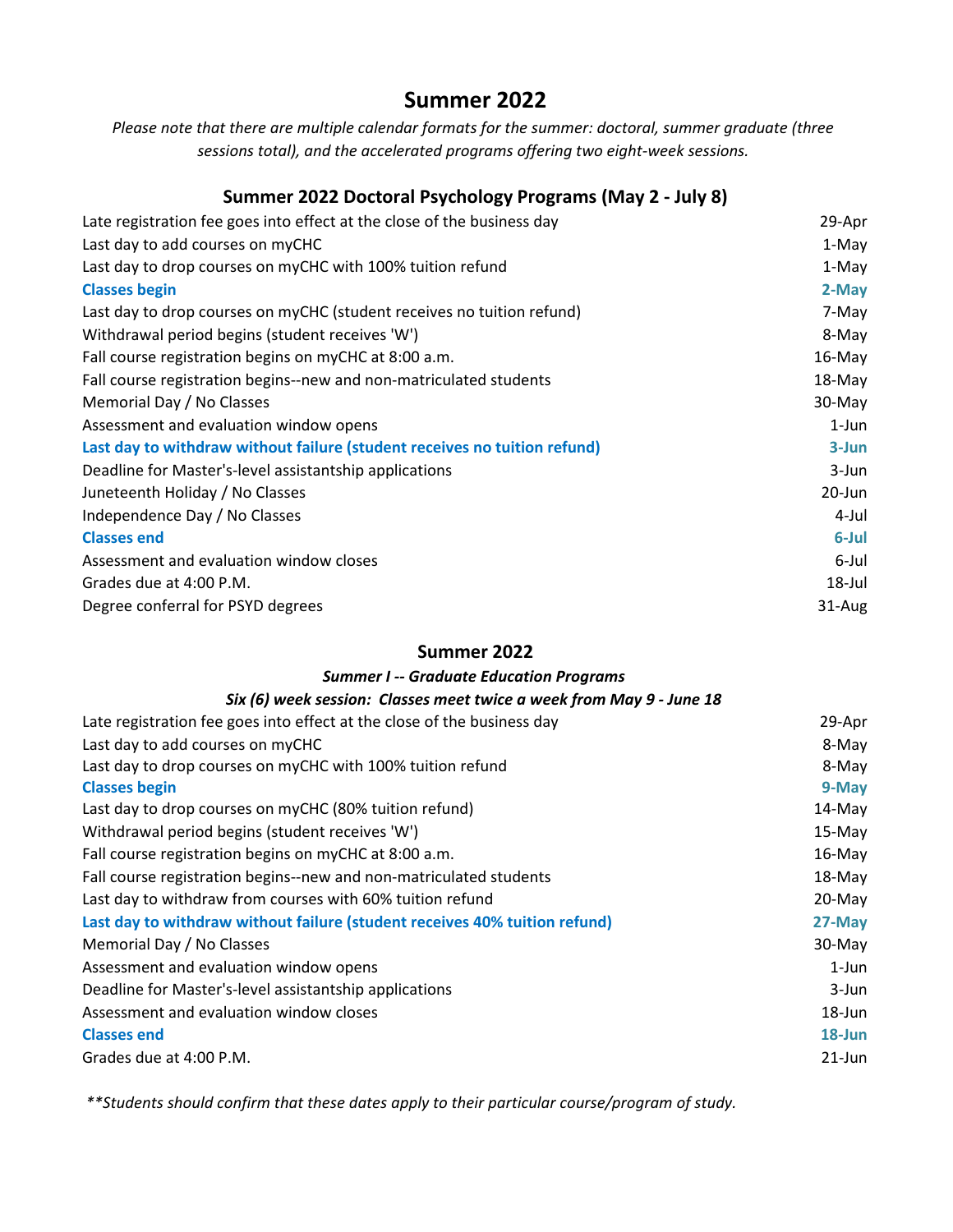# Summer 2022

*Please note that there are multiple calendar formats for the summer: doctoral, summer graduate (three sessions total), and the accelerated programs offering two eight-week sessions.*

## Summer 2022 Doctoral Psychology Programs (May 2 - July 8)

| | |
|---|---|
| Late registration fee goes into effect at the close of the business day | 29-Apr |
| Last day to add courses on myCHC | 1-May |
| Last day to drop courses on myCHC with 100% tuition refund | 1-May |
| **Classes begin** | **2-May** |
| Last day to drop courses on myCHC (student receives no tuition refund) | 7-May |
| Withdrawal period begins (student receives 'W') | 8-May |
| Fall course registration begins on myCHC at 8:00 a.m. | 16-May |
| Fall course registration begins--new and non-matriculated students | 18-May |
| Memorial Day / No Classes | 30-May |
| Assessment and evaluation window opens | 1-Jun |
| **Last day to withdraw without failure (student receives no tuition refund)** | **3-Jun** |
| Deadline for Master's-level assistantship applications | 3-Jun |
| Juneteenth Holiday / No Classes | 20-Jun |
| Independence Day / No Classes | 4-Jul |
| **Classes end** | **6-Jul** |
| Assessment and evaluation window closes | 6-Jul |
| Grades due at 4:00 P.M. | 18-Jul |
| Degree conferral for PSYD degrees | 31-Aug |

## Summer 2022

### *Summer I -- Graduate Education Programs*

### *Six (6) week session: Classes meet twice a week from May 9 - June 18*

| | |
|---|---|
| Late registration fee goes into effect at the close of the business day | 29-Apr |
| Last day to add courses on myCHC | 8-May |
| Last day to drop courses on myCHC with 100% tuition refund | 8-May |
| **Classes begin** | **9-May** |
| Last day to drop courses on myCHC (80% tuition refund) | 14-May |
| Withdrawal period begins (student receives 'W') | 15-May |
| Fall course registration begins on myCHC at 8:00 a.m. | 16-May |
| Fall course registration begins--new and non-matriculated students | 18-May |
| Last day to withdraw from courses with 60% tuition refund | 20-May |
| **Last day to withdraw without failure (student receives 40% tuition refund)** | **27-May** |
| Memorial Day / No Classes | 30-May |
| Assessment and evaluation window opens | 1-Jun |
| Deadline for Master's-level assistantship applications | 3-Jun |
| Assessment and evaluation window closes | 18-Jun |
| **Classes end** | **18-Jun** |
| Grades due at 4:00 P.M. | 21-Jun |

*\*\*Students should confirm that these dates apply to their particular course/program of study.*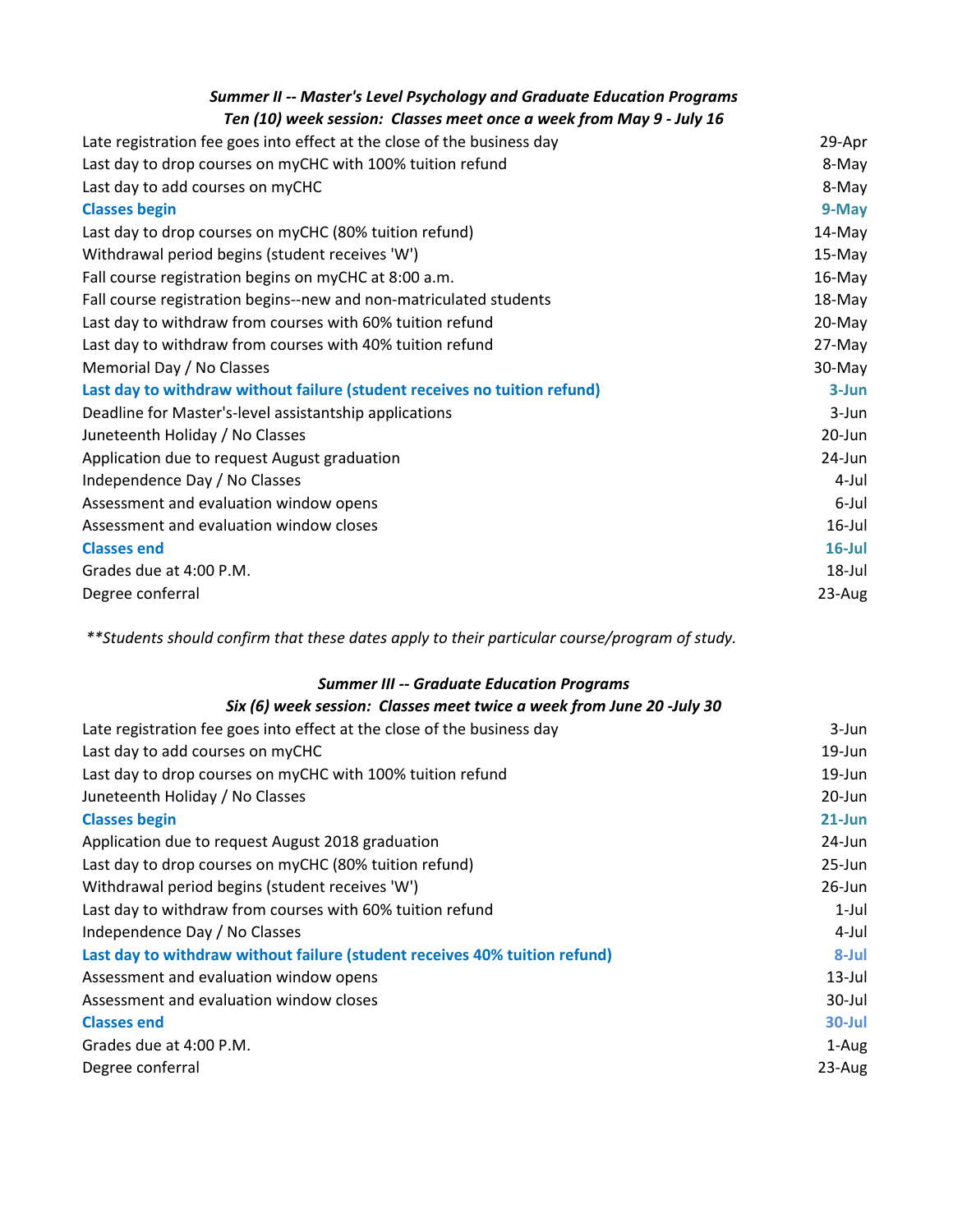### *Summer II -- Master's Level Psychology and Graduate Education Programs*
### *Ten (10) week session: Classes meet once a week from May 9 - July 16*

| | |
|---|---|
| Late registration fee goes into effect at the close of the business day | 29-Apr |
| Last day to drop courses on myCHC with 100% tuition refund | 8-May |
| Last day to add courses on myCHC | 8-May |
| **Classes begin** | **9-May** |
| Last day to drop courses on myCHC (80% tuition refund) | 14-May |
| Withdrawal period begins (student receives 'W') | 15-May |
| Fall course registration begins on myCHC at 8:00 a.m. | 16-May |
| Fall course registration begins--new and non-matriculated students | 18-May |
| Last day to withdraw from courses with 60% tuition refund | 20-May |
| Last day to withdraw from courses with 40% tuition refund | 27-May |
| Memorial Day / No Classes | 30-May |
| **Last day to withdraw without failure (student receives no tuition refund)** | **3-Jun** |
| Deadline for Master's-level assistantship applications | 3-Jun |
| Juneteenth Holiday / No Classes | 20-Jun |
| Application due to request August graduation | 24-Jun |
| Independence Day / No Classes | 4-Jul |
| Assessment and evaluation window opens | 6-Jul |
| Assessment and evaluation window closes | 16-Jul |
| **Classes end** | **16-Jul** |
| Grades due at 4:00 P.M. | 18-Jul |
| Degree conferral | 23-Aug |

*\*\*Students should confirm that these dates apply to their particular course/program of study.*

### *Summer III -- Graduate Education Programs*
### *Six (6) week session: Classes meet twice a week from June 20 -July 30*

| | |
|---|---|
| Late registration fee goes into effect at the close of the business day | 3-Jun |
| Last day to add courses on myCHC | 19-Jun |
| Last day to drop courses on myCHC with 100% tuition refund | 19-Jun |
| Juneteenth Holiday / No Classes | 20-Jun |
| **Classes begin** | **21-Jun** |
| Application due to request August 2018 graduation | 24-Jun |
| Last day to drop courses on myCHC (80% tuition refund) | 25-Jun |
| Withdrawal period begins (student receives 'W') | 26-Jun |
| Last day to withdraw from courses with 60% tuition refund | 1-Jul |
| Independence Day / No Classes | 4-Jul |
| **Last day to withdraw without failure (student receives 40% tuition refund)** | **8-Jul** |
| Assessment and evaluation window opens | 13-Jul |
| Assessment and evaluation window closes | 30-Jul |
| **Classes end** | **30-Jul** |
| Grades due at 4:00 P.M. | 1-Aug |
| Degree conferral | 23-Aug |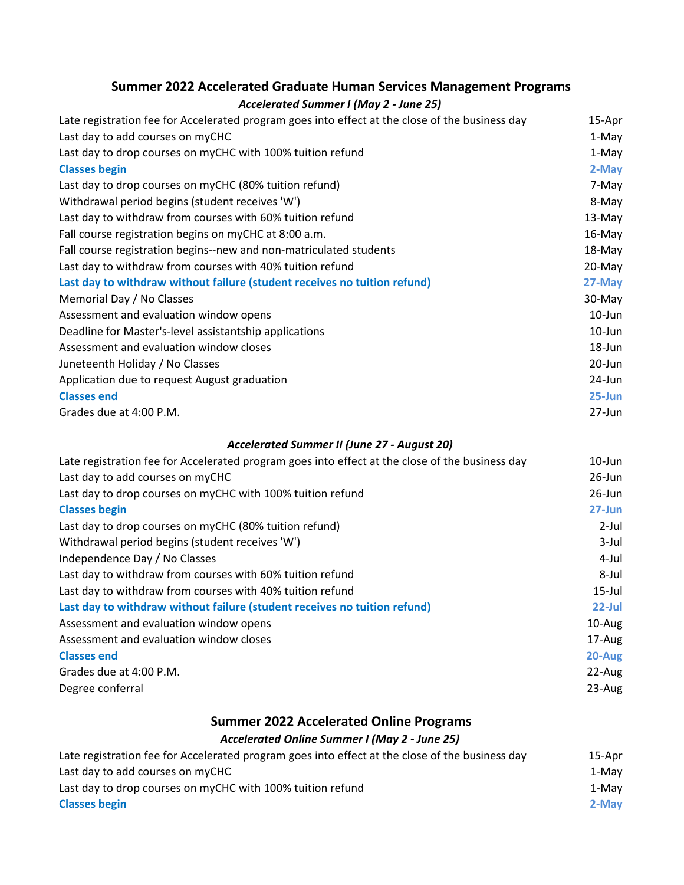## Summer 2022 Accelerated Graduate Human Services Management Programs

### *Accelerated Summer I (May 2 - June 25)*

| | |
|---|---|
| Late registration fee for Accelerated program goes into effect at the close of the business day | 15-Apr |
| Last day to add courses on myCHC | 1-May |
| Last day to drop courses on myCHC with 100% tuition refund | 1-May |
| **Classes begin** | **2-May** |
| Last day to drop courses on myCHC (80% tuition refund) | 7-May |
| Withdrawal period begins (student receives 'W') | 8-May |
| Last day to withdraw from courses with 60% tuition refund | 13-May |
| Fall course registration begins on myCHC at 8:00 a.m. | 16-May |
| Fall course registration begins--new and non-matriculated students | 18-May |
| Last day to withdraw from courses with 40% tuition refund | 20-May |
| **Last day to withdraw without failure (student receives no tuition refund)** | **27-May** |
| Memorial Day / No Classes | 30-May |
| Assessment and evaluation window opens | 10-Jun |
| Deadline for Master's-level assistantship applications | 10-Jun |
| Assessment and evaluation window closes | 18-Jun |
| Juneteenth Holiday / No Classes | 20-Jun |
| Application due to request August graduation | 24-Jun |
| **Classes end** | **25-Jun** |
| Grades due at 4:00 P.M. | 27-Jun |

### *Accelerated Summer II (June 27 - August 20)*

| | |
|---|---|
| Late registration fee for Accelerated program goes into effect at the close of the business day | 10-Jun |
| Last day to add courses on myCHC | 26-Jun |
| Last day to drop courses on myCHC with 100% tuition refund | 26-Jun |
| **Classes begin** | **27-Jun** |
| Last day to drop courses on myCHC (80% tuition refund) | 2-Jul |
| Withdrawal period begins (student receives 'W') | 3-Jul |
| Independence Day / No Classes | 4-Jul |
| Last day to withdraw from courses with 60% tuition refund | 8-Jul |
| Last day to withdraw from courses with 40% tuition refund | 15-Jul |
| **Last day to withdraw without failure (student receives no tuition refund)** | **22-Jul** |
| Assessment and evaluation window opens | 10-Aug |
| Assessment and evaluation window closes | 17-Aug |
| **Classes end** | **20-Aug** |
| Grades due at 4:00 P.M. | 22-Aug |
| Degree conferral | 23-Aug |

## Summer 2022 Accelerated Online Programs

### *Accelerated Online Summer I (May 2 - June 25)*

| | |
|---|---|
| Late registration fee for Accelerated program goes into effect at the close of the business day | 15-Apr |
| Last day to add courses on myCHC | 1-May |
| Last day to drop courses on myCHC with 100% tuition refund | 1-May |
| **Classes begin** | **2-May** |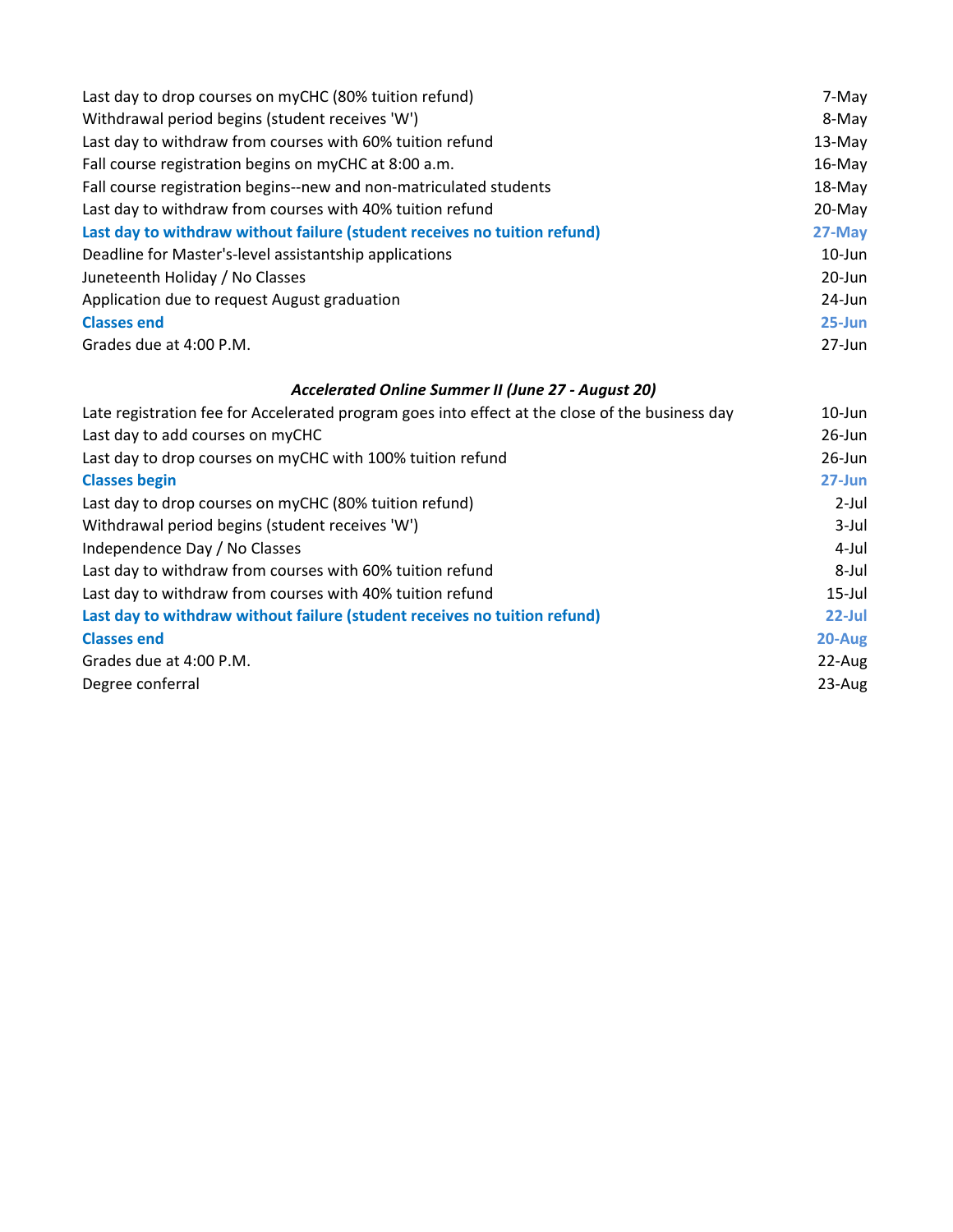| | |
|---|---|
| Last day to drop courses on myCHC (80% tuition refund) | 7-May |
| Withdrawal period begins (student receives 'W') | 8-May |
| Last day to withdraw from courses with 60% tuition refund | 13-May |
| Fall course registration begins on myCHC at 8:00 a.m. | 16-May |
| Fall course registration begins--new and non-matriculated students | 18-May |
| Last day to withdraw from courses with 40% tuition refund | 20-May |
| **Last day to withdraw without failure (student receives no tuition refund)** | **27-May** |
| Deadline for Master's-level assistantship applications | 10-Jun |
| Juneteenth Holiday / No Classes | 20-Jun |
| Application due to request August graduation | 24-Jun |
| **Classes end** | **25-Jun** |
| Grades due at 4:00 P.M. | 27-Jun |

### *Accelerated Online Summer II (June 27 - August 20)*

| | |
|---|---|
| Late registration fee for Accelerated program goes into effect at the close of the business day | 10-Jun |
| Last day to add courses on myCHC | 26-Jun |
| Last day to drop courses on myCHC with 100% tuition refund | 26-Jun |
| **Classes begin** | **27-Jun** |
| Last day to drop courses on myCHC (80% tuition refund) | 2-Jul |
| Withdrawal period begins (student receives 'W') | 3-Jul |
| Independence Day / No Classes | 4-Jul |
| Last day to withdraw from courses with 60% tuition refund | 8-Jul |
| Last day to withdraw from courses with 40% tuition refund | 15-Jul |
| **Last day to withdraw without failure (student receives no tuition refund)** | **22-Jul** |
| **Classes end** | **20-Aug** |
| Grades due at 4:00 P.M. | 22-Aug |
| Degree conferral | 23-Aug |